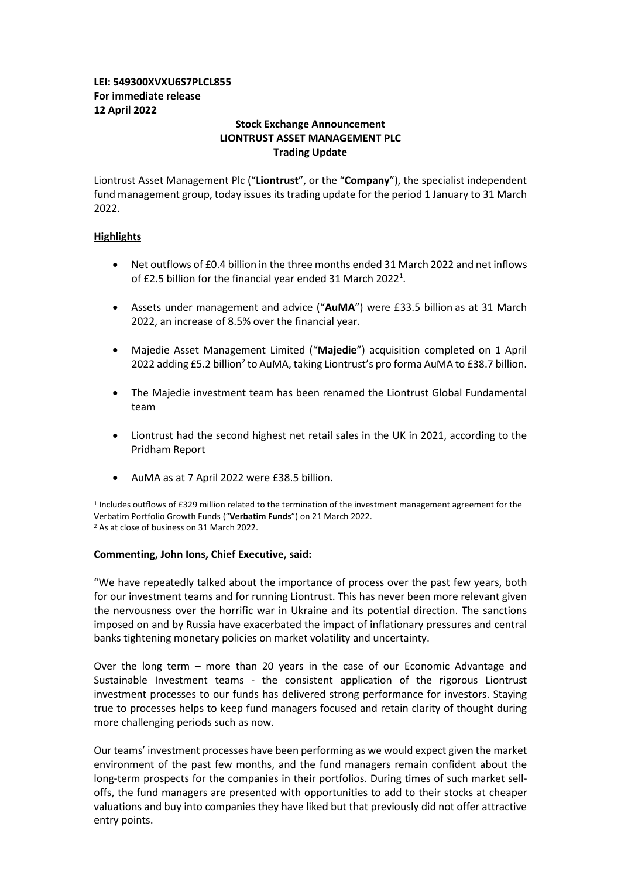**LEI: 549300XVXU6S7PLCL855**
**For immediate release**
**12 April 2022**

**Stock Exchange Announcement**
**LIONTRUST ASSET MANAGEMENT PLC**
**Trading Update**

Liontrust Asset Management Plc ("**Liontrust**", or the "**Company**"), the specialist independent fund management group, today issues its trading update for the period 1 January to 31 March 2022.

**Highlights**

- Net outflows of £0.4 billion in the three months ended 31 March 2022 and net inflows of £2.5 billion for the financial year ended 31 March 2022[1].
- Assets under management and advice ("**AuMA**") were £33.5 billion as at 31 March 2022, an increase of 8.5% over the financial year.
- Majedie Asset Management Limited ("**Majedie**") acquisition completed on 1 April 2022 adding £5.2 billion[2] to AuMA, taking Liontrust's pro forma AuMA to £38.7 billion.
- The Majedie investment team has been renamed the Liontrust Global Fundamental team
- Liontrust had the second highest net retail sales in the UK in 2021, according to the Pridham Report
- AuMA as at 7 April 2022 were £38.5 billion.

[1] Includes outflows of £329 million related to the termination of the investment management agreement for the Verbatim Portfolio Growth Funds ("**Verbatim Funds**") on 21 March 2022.
[2] As at close of business on 31 March 2022.

**Commenting, John Ions, Chief Executive, said:**

"We have repeatedly talked about the importance of process over the past few years, both for our investment teams and for running Liontrust. This has never been more relevant given the nervousness over the horrific war in Ukraine and its potential direction. The sanctions imposed on and by Russia have exacerbated the impact of inflationary pressures and central banks tightening monetary policies on market volatility and uncertainty.

Over the long term – more than 20 years in the case of our Economic Advantage and Sustainable Investment teams - the consistent application of the rigorous Liontrust investment processes to our funds has delivered strong performance for investors. Staying true to processes helps to keep fund managers focused and retain clarity of thought during more challenging periods such as now.

Our teams' investment processes have been performing as we would expect given the market environment of the past few months, and the fund managers remain confident about the long-term prospects for the companies in their portfolios. During times of such market sell-offs, the fund managers are presented with opportunities to add to their stocks at cheaper valuations and buy into companies they have liked but that previously did not offer attractive entry points.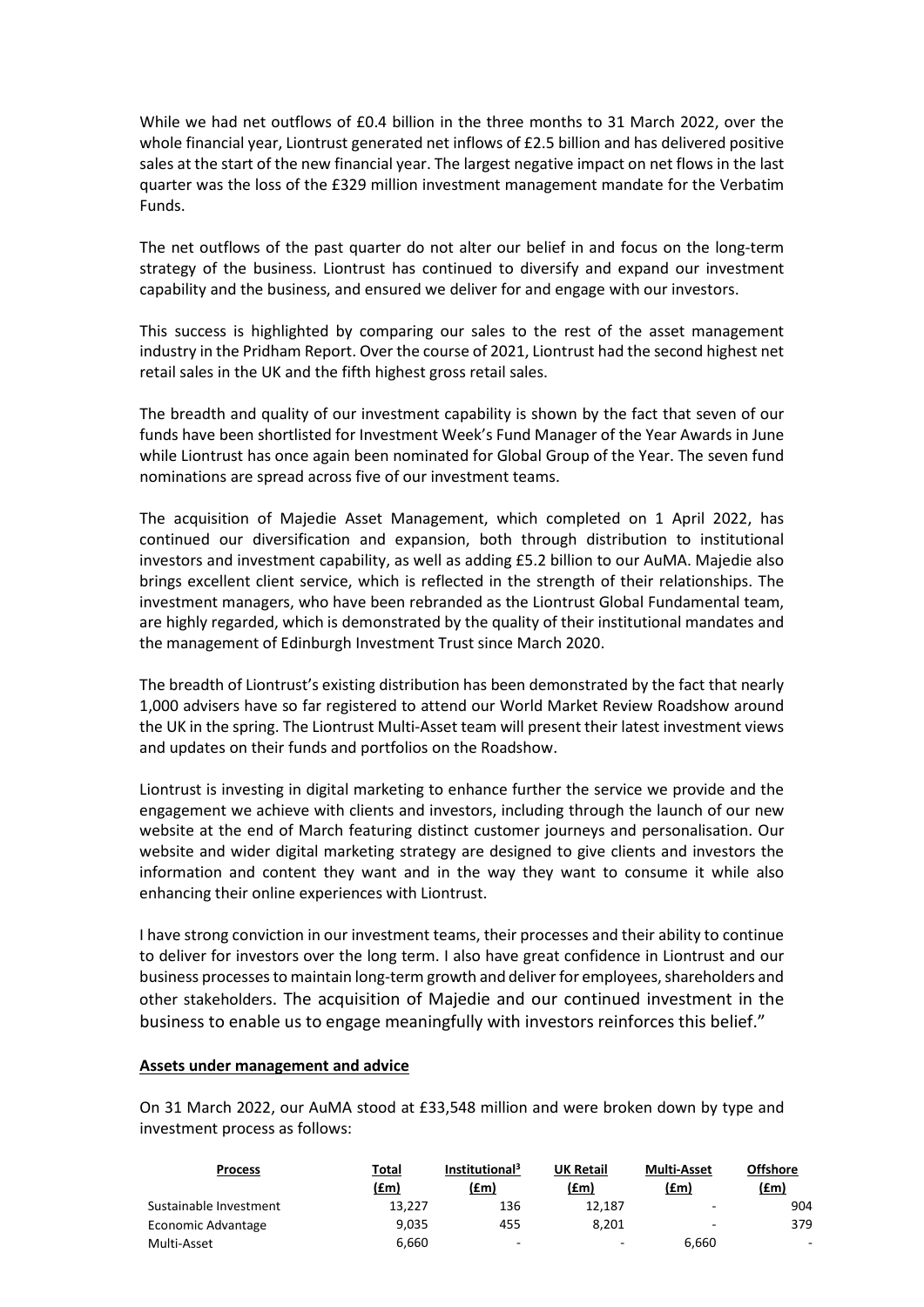While we had net outflows of £0.4 billion in the three months to 31 March 2022, over the whole financial year, Liontrust generated net inflows of £2.5 billion and has delivered positive sales at the start of the new financial year. The largest negative impact on net flows in the last quarter was the loss of the £329 million investment management mandate for the Verbatim Funds.

The net outflows of the past quarter do not alter our belief in and focus on the long-term strategy of the business. Liontrust has continued to diversify and expand our investment capability and the business, and ensured we deliver for and engage with our investors.

This success is highlighted by comparing our sales to the rest of the asset management industry in the Pridham Report. Over the course of 2021, Liontrust had the second highest net retail sales in the UK and the fifth highest gross retail sales.

The breadth and quality of our investment capability is shown by the fact that seven of our funds have been shortlisted for Investment Week's Fund Manager of the Year Awards in June while Liontrust has once again been nominated for Global Group of the Year. The seven fund nominations are spread across five of our investment teams.

The acquisition of Majedie Asset Management, which completed on 1 April 2022, has continued our diversification and expansion, both through distribution to institutional investors and investment capability, as well as adding £5.2 billion to our AuMA. Majedie also brings excellent client service, which is reflected in the strength of their relationships. The investment managers, who have been rebranded as the Liontrust Global Fundamental team, are highly regarded, which is demonstrated by the quality of their institutional mandates and the management of Edinburgh Investment Trust since March 2020.

The breadth of Liontrust's existing distribution has been demonstrated by the fact that nearly 1,000 advisers have so far registered to attend our World Market Review Roadshow around the UK in the spring. The Liontrust Multi-Asset team will present their latest investment views and updates on their funds and portfolios on the Roadshow.

Liontrust is investing in digital marketing to enhance further the service we provide and the engagement we achieve with clients and investors, including through the launch of our new website at the end of March featuring distinct customer journeys and personalisation. Our website and wider digital marketing strategy are designed to give clients and investors the information and content they want and in the way they want to consume it while also enhancing their online experiences with Liontrust.

I have strong conviction in our investment teams, their processes and their ability to continue to deliver for investors over the long term. I also have great confidence in Liontrust and our business processes to maintain long-term growth and deliver for employees, shareholders and other stakeholders. The acquisition of Majedie and our continued investment in the business to enable us to engage meaningfully with investors reinforces this belief."

**Assets under management and advice**

On 31 March 2022, our AuMA stood at £33,548 million and were broken down by type and investment process as follows:

| Process | Total (£m) | Institutional[3] (£m) | UK Retail (£m) | Multi-Asset (£m) | Offshore (£m) |
|---|---|---|---|---|---|
| Sustainable Investment | 13,227 | 136 | 12,187 | - | 904 |
| Economic Advantage | 9,035 | 455 | 8,201 | - | 379 |
| Multi-Asset | 6,660 | - | - | 6,660 | - |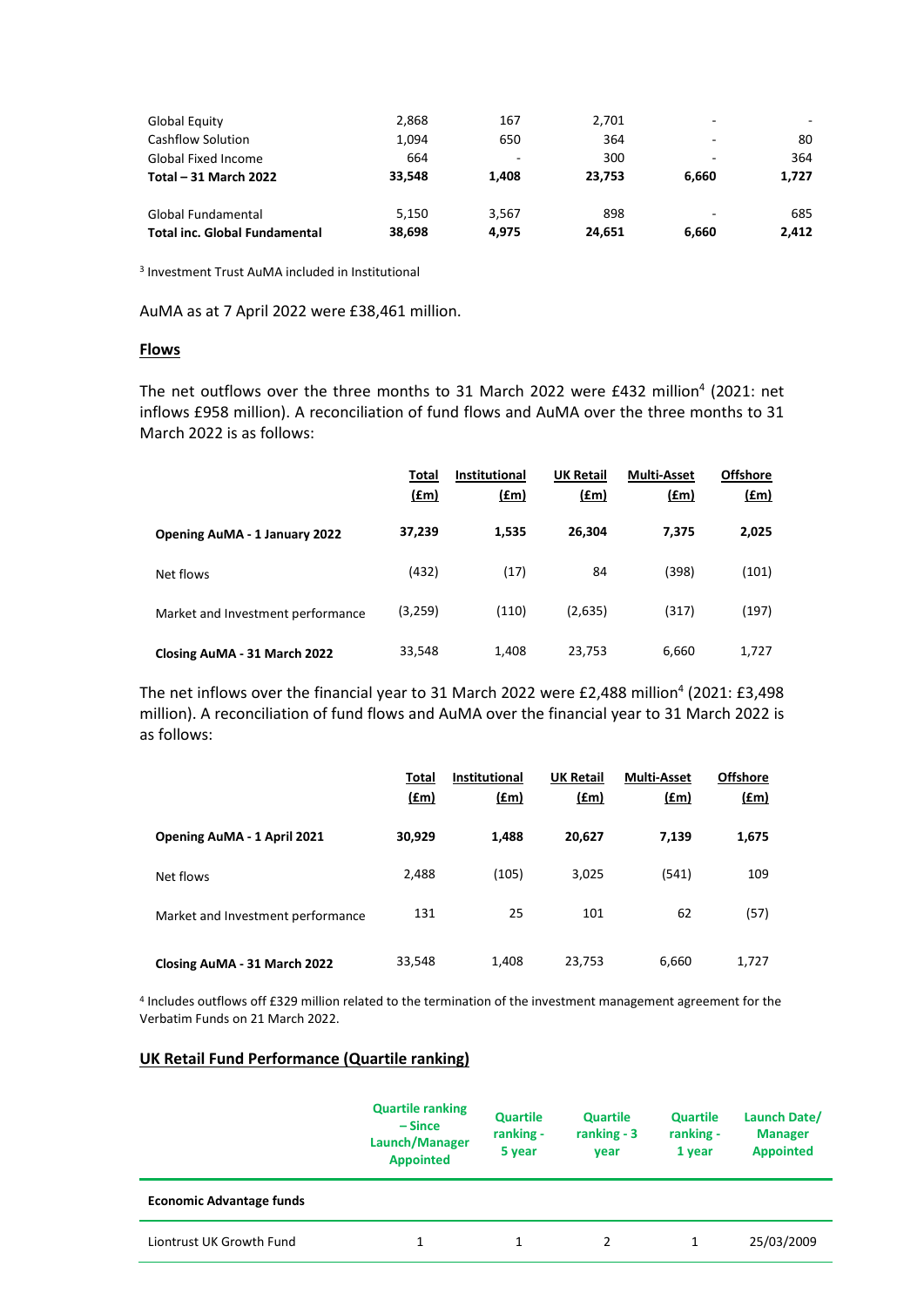| | | | | | |
|---|---|---|---|---|---|
| Global Equity | 2,868 | 167 | 2,701 | - | - |
| Cashflow Solution | 1,094 | 650 | 364 | - | 80 |
| Global Fixed Income | 664 | - | 300 | - | 364 |
| **Total – 31 March 2022** | **33,548** | **1,408** | **23,753** | **6,660** | **1,727** |
| | | | | | |
| Global Fundamental | 5,150 | 3,567 | 898 | - | 685 |
| **Total inc. Global Fundamental** | **38,698** | **4,975** | **24,651** | **6,660** | **2,412** |

[3] Investment Trust AuMA included in Institutional

AuMA as at 7 April 2022 were £38,461 million.

## Flows

The net outflows over the three months to 31 March 2022 were £432 million[4] (2021: net inflows £958 million). A reconciliation of fund flows and AuMA over the three months to 31 March 2022 is as follows:

| | Total (£m) | Institutional (£m) | UK Retail (£m) | Multi-Asset (£m) | Offshore (£m) |
|---|---|---|---|---|---|
| **Opening AuMA - 1 January 2022** | **37,239** | **1,535** | **26,304** | **7,375** | **2,025** |
| Net flows | (432) | (17) | 84 | (398) | (101) |
| Market and Investment performance | (3,259) | (110) | (2,635) | (317) | (197) |
| **Closing AuMA - 31 March 2022** | 33,548 | 1,408 | 23,753 | 6,660 | 1,727 |

The net inflows over the financial year to 31 March 2022 were £2,488 million[4] (2021: £3,498 million). A reconciliation of fund flows and AuMA over the financial year to 31 March 2022 is as follows:

| | Total (£m) | Institutional (£m) | UK Retail (£m) | Multi-Asset (£m) | Offshore (£m) |
|---|---|---|---|---|---|
| **Opening AuMA - 1 April 2021** | **30,929** | **1,488** | **20,627** | **7,139** | **1,675** |
| Net flows | 2,488 | (105) | 3,025 | (541) | 109 |
| Market and Investment performance | 131 | 25 | 101 | 62 | (57) |
| **Closing AuMA - 31 March 2022** | 33,548 | 1,408 | 23,753 | 6,660 | 1,727 |

[4] Includes outflows off £329 million related to the termination of the investment management agreement for the Verbatim Funds on 21 March 2022.

## UK Retail Fund Performance (Quartile ranking)

| | Quartile ranking – Since Launch/Manager Appointed | Quartile ranking - 5 year | Quartile ranking - 3 year | Quartile ranking - 1 year | Launch Date/ Manager Appointed |
|---|---|---|---|---|---|
| **Economic Advantage funds** | | | | | |
| Liontrust UK Growth Fund | 1 | 1 | 2 | 1 | 25/03/2009 |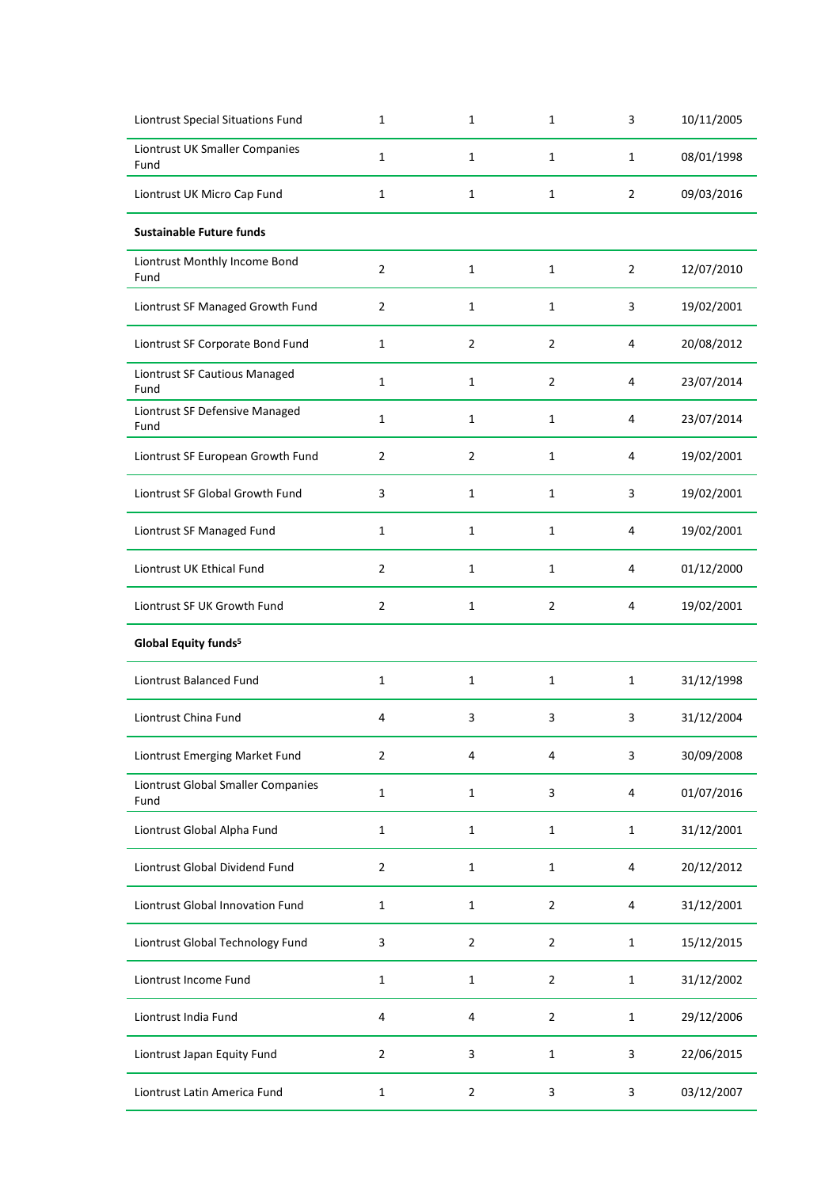| | | | | | |
|---|---|---|---|---|---|
| Liontrust Special Situations Fund | 1 | 1 | 1 | 3 | 10/11/2005 |
| Liontrust UK Smaller Companies Fund | 1 | 1 | 1 | 1 | 08/01/1998 |
| Liontrust UK Micro Cap Fund | 1 | 1 | 1 | 2 | 09/03/2016 |
| **Sustainable Future funds** | | | | | |
| Liontrust Monthly Income Bond Fund | 2 | 1 | 1 | 2 | 12/07/2010 |
| Liontrust SF Managed Growth Fund | 2 | 1 | 1 | 3 | 19/02/2001 |
| Liontrust SF Corporate Bond Fund | 1 | 2 | 2 | 4 | 20/08/2012 |
| Liontrust SF Cautious Managed Fund | 1 | 1 | 2 | 4 | 23/07/2014 |
| Liontrust SF Defensive Managed Fund | 1 | 1 | 1 | 4 | 23/07/2014 |
| Liontrust SF European Growth Fund | 2 | 2 | 1 | 4 | 19/02/2001 |
| Liontrust SF Global Growth Fund | 3 | 1 | 1 | 3 | 19/02/2001 |
| Liontrust SF Managed Fund | 1 | 1 | 1 | 4 | 19/02/2001 |
| Liontrust UK Ethical Fund | 2 | 1 | 1 | 4 | 01/12/2000 |
| Liontrust SF UK Growth Fund | 2 | 1 | 2 | 4 | 19/02/2001 |
| **Global Equity funds[5]** | | | | | |
| Liontrust Balanced Fund | 1 | 1 | 1 | 1 | 31/12/1998 |
| Liontrust China Fund | 4 | 3 | 3 | 3 | 31/12/2004 |
| Liontrust Emerging Market Fund | 2 | 4 | 4 | 3 | 30/09/2008 |
| Liontrust Global Smaller Companies Fund | 1 | 1 | 3 | 4 | 01/07/2016 |
| Liontrust Global Alpha Fund | 1 | 1 | 1 | 1 | 31/12/2001 |
| Liontrust Global Dividend Fund | 2 | 1 | 1 | 4 | 20/12/2012 |
| Liontrust Global Innovation Fund | 1 | 1 | 2 | 4 | 31/12/2001 |
| Liontrust Global Technology Fund | 3 | 2 | 2 | 1 | 15/12/2015 |
| Liontrust Income Fund | 1 | 1 | 2 | 1 | 31/12/2002 |
| Liontrust India Fund | 4 | 4 | 2 | 1 | 29/12/2006 |
| Liontrust Japan Equity Fund | 2 | 3 | 1 | 3 | 22/06/2015 |
| Liontrust Latin America Fund | 1 | 2 | 3 | 3 | 03/12/2007 |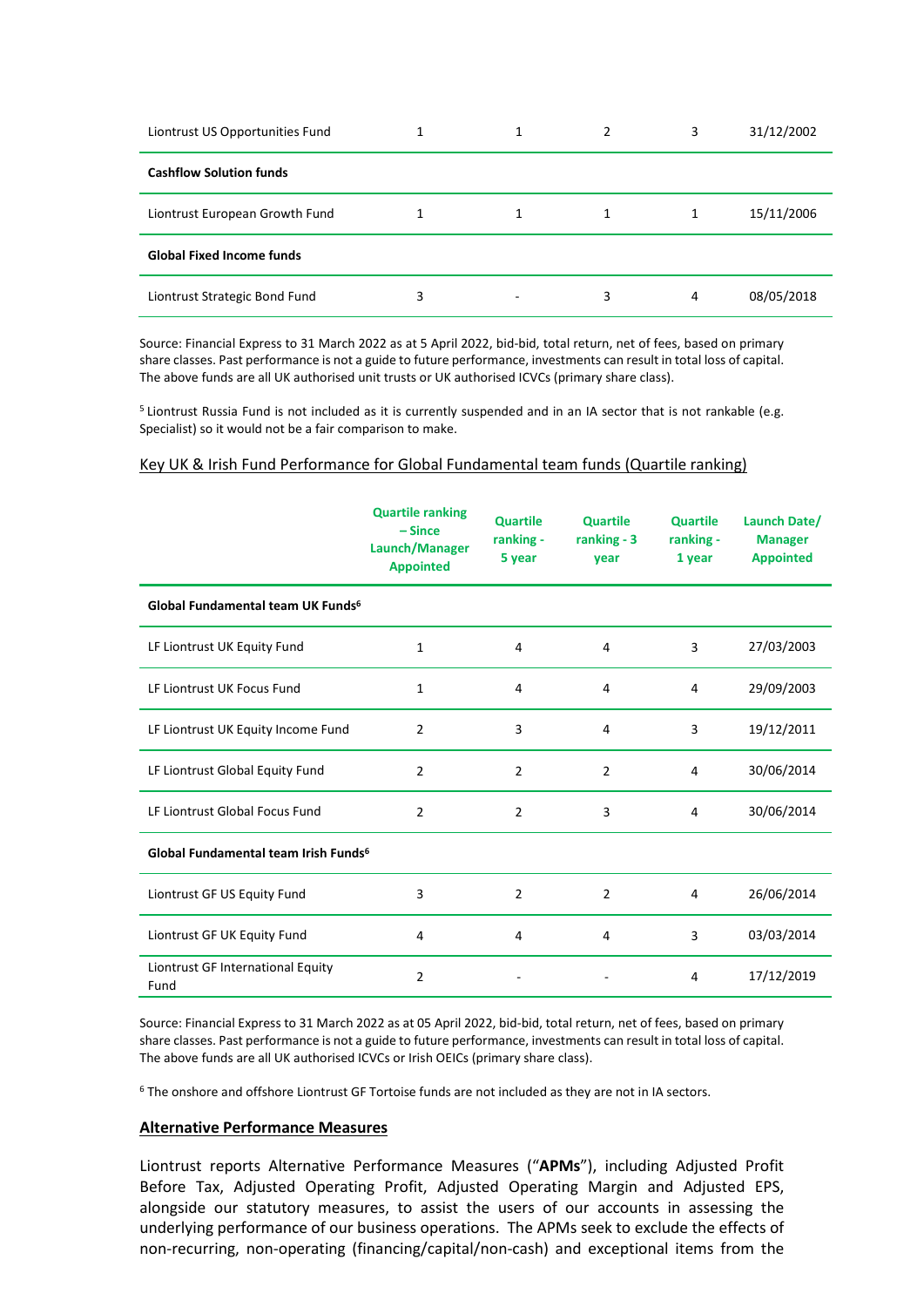| | | | | | |
|---|---|---|---|---|---|
| Liontrust US Opportunities Fund | 1 | 1 | 2 | 3 | 31/12/2002 |
| **Cashflow Solution funds** | | | | | |
| Liontrust European Growth Fund | 1 | 1 | 1 | 1 | 15/11/2006 |
| **Global Fixed Income funds** | | | | | |
| Liontrust Strategic Bond Fund | 3 | - | 3 | 4 | 08/05/2018 |

Source: Financial Express to 31 March 2022 as at 5 April 2022, bid-bid, total return, net of fees, based on primary share classes. Past performance is not a guide to future performance, investments can result in total loss of capital. The above funds are all UK authorised unit trusts or UK authorised ICVCs (primary share class).

[5] Liontrust Russia Fund is not included as it is currently suspended and in an IA sector that is not rankable (e.g. Specialist) so it would not be a fair comparison to make.

Key UK & Irish Fund Performance for Global Fundamental team funds (Quartile ranking)

| | Quartile ranking – Since Launch/Manager Appointed | Quartile ranking - 5 year | Quartile ranking - 3 year | Quartile ranking - 1 year | Launch Date/ Manager Appointed |
|---|---|---|---|---|---|
| **Global Fundamental team UK Funds[6]** | | | | | |
| LF Liontrust UK Equity Fund | 1 | 4 | 4 | 3 | 27/03/2003 |
| LF Liontrust UK Focus Fund | 1 | 4 | 4 | 4 | 29/09/2003 |
| LF Liontrust UK Equity Income Fund | 2 | 3 | 4 | 3 | 19/12/2011 |
| LF Liontrust Global Equity Fund | 2 | 2 | 2 | 4 | 30/06/2014 |
| LF Liontrust Global Focus Fund | 2 | 2 | 3 | 4 | 30/06/2014 |
| **Global Fundamental team Irish Funds[6]** | | | | | |
| Liontrust GF US Equity Fund | 3 | 2 | 2 | 4 | 26/06/2014 |
| Liontrust GF UK Equity Fund | 4 | 4 | 4 | 3 | 03/03/2014 |
| Liontrust GF International Equity Fund | 2 | - | - | 4 | 17/12/2019 |

Source: Financial Express to 31 March 2022 as at 05 April 2022, bid-bid, total return, net of fees, based on primary share classes. Past performance is not a guide to future performance, investments can result in total loss of capital. The above funds are all UK authorised ICVCs or Irish OEICs (primary share class).

[6] The onshore and offshore Liontrust GF Tortoise funds are not included as they are not in IA sectors.

**Alternative Performance Measures**

Liontrust reports Alternative Performance Measures ("**APMs**"), including Adjusted Profit Before Tax, Adjusted Operating Profit, Adjusted Operating Margin and Adjusted EPS, alongside our statutory measures, to assist the users of our accounts in assessing the underlying performance of our business operations. The APMs seek to exclude the effects of non-recurring, non-operating (financing/capital/non-cash) and exceptional items from the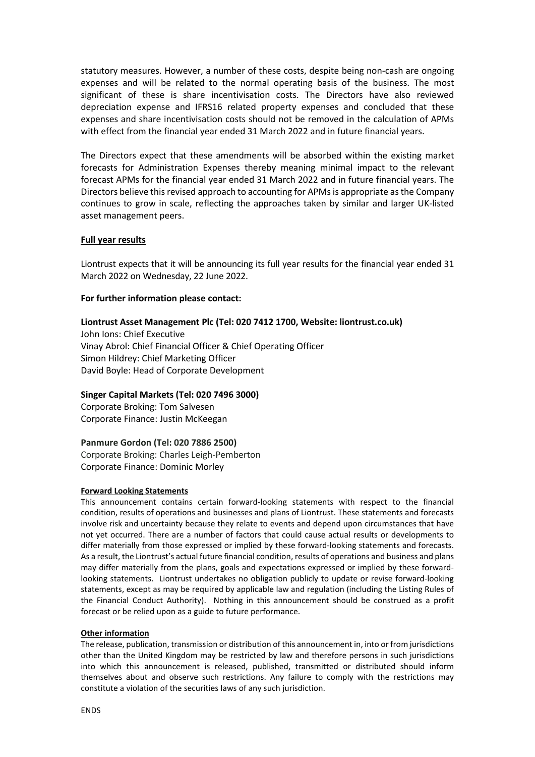statutory measures. However, a number of these costs, despite being non-cash are ongoing expenses and will be related to the normal operating basis of the business. The most significant of these is share incentivisation costs. The Directors have also reviewed depreciation expense and IFRS16 related property expenses and concluded that these expenses and share incentivisation costs should not be removed in the calculation of APMs with effect from the financial year ended 31 March 2022 and in future financial years.

The Directors expect that these amendments will be absorbed within the existing market forecasts for Administration Expenses thereby meaning minimal impact to the relevant forecast APMs for the financial year ended 31 March 2022 and in future financial years. The Directors believe this revised approach to accounting for APMs is appropriate as the Company continues to grow in scale, reflecting the approaches taken by similar and larger UK-listed asset management peers.

**Full year results**

Liontrust expects that it will be announcing its full year results for the financial year ended 31 March 2022 on Wednesday, 22 June 2022.

**For further information please contact:**

**Liontrust Asset Management Plc (Tel: 020 7412 1700, Website: liontrust.co.uk)**
John Ions: Chief Executive
Vinay Abrol: Chief Financial Officer & Chief Operating Officer
Simon Hildrey: Chief Marketing Officer
David Boyle: Head of Corporate Development

**Singer Capital Markets (Tel: 020 7496 3000)**
Corporate Broking: Tom Salvesen
Corporate Finance: Justin McKeegan

**Panmure Gordon (Tel: 020 7886 2500)**
Corporate Broking: Charles Leigh-Pemberton
Corporate Finance: Dominic Morley

**Forward Looking Statements**

This announcement contains certain forward-looking statements with respect to the financial condition, results of operations and businesses and plans of Liontrust. These statements and forecasts involve risk and uncertainty because they relate to events and depend upon circumstances that have not yet occurred. There are a number of factors that could cause actual results or developments to differ materially from those expressed or implied by these forward-looking statements and forecasts. As a result, the Liontrust's actual future financial condition, results of operations and business and plans may differ materially from the plans, goals and expectations expressed or implied by these forward-looking statements. Liontrust undertakes no obligation publicly to update or revise forward-looking statements, except as may be required by applicable law and regulation (including the Listing Rules of the Financial Conduct Authority). Nothing in this announcement should be construed as a profit forecast or be relied upon as a guide to future performance.

**Other information**

The release, publication, transmission or distribution of this announcement in, into or from jurisdictions other than the United Kingdom may be restricted by law and therefore persons in such jurisdictions into which this announcement is released, published, transmitted or distributed should inform themselves about and observe such restrictions. Any failure to comply with the restrictions may constitute a violation of the securities laws of any such jurisdiction.

ENDS